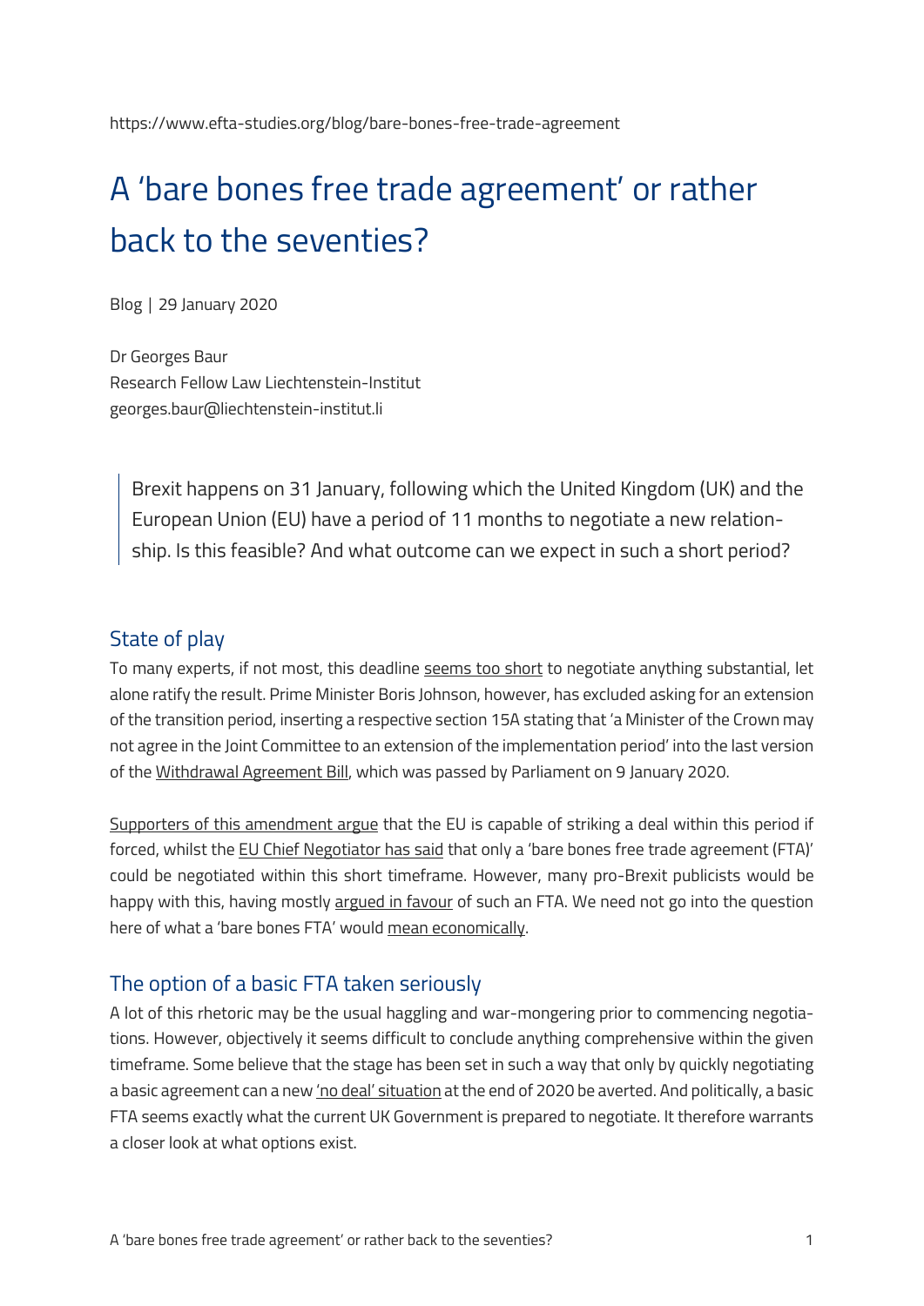https://www.efta-studies.org/blog/bare-bones-free-trade-agreement

# A 'bare bones free trade agreement' or rather back to the seventies?

Blog | 29 January 2020

Dr Georges Baur
Research Fellow Law Liechtenstein-Institut
georges.baur@liechtenstein-institut.li

> Brexit happens on 31 January, following which the United Kingdom (UK) and the European Union (EU) have a period of 11 months to negotiate a new relationship. Is this feasible? And what outcome can we expect in such a short period?

## State of play

To many experts, if not most, this deadline seems too short to negotiate anything substantial, let alone ratify the result. Prime Minister Boris Johnson, however, has excluded asking for an extension of the transition period, inserting a respective section 15A stating that 'a Minister of the Crown may not agree in the Joint Committee to an extension of the implementation period' into the last version of the Withdrawal Agreement Bill, which was passed by Parliament on 9 January 2020.

Supporters of this amendment argue that the EU is capable of striking a deal within this period if forced, whilst the EU Chief Negotiator has said that only a 'bare bones free trade agreement (FTA)' could be negotiated within this short timeframe. However, many pro-Brexit publicists would be happy with this, having mostly argued in favour of such an FTA. We need not go into the question here of what a 'bare bones FTA' would mean economically.

## The option of a basic FTA taken seriously

A lot of this rhetoric may be the usual haggling and war-mongering prior to commencing negotiations. However, objectively it seems difficult to conclude anything comprehensive within the given timeframe. Some believe that the stage has been set in such a way that only by quickly negotiating a basic agreement can a new 'no deal' situation at the end of 2020 be averted. And politically, a basic FTA seems exactly what the current UK Government is prepared to negotiate. It therefore warrants a closer look at what options exist.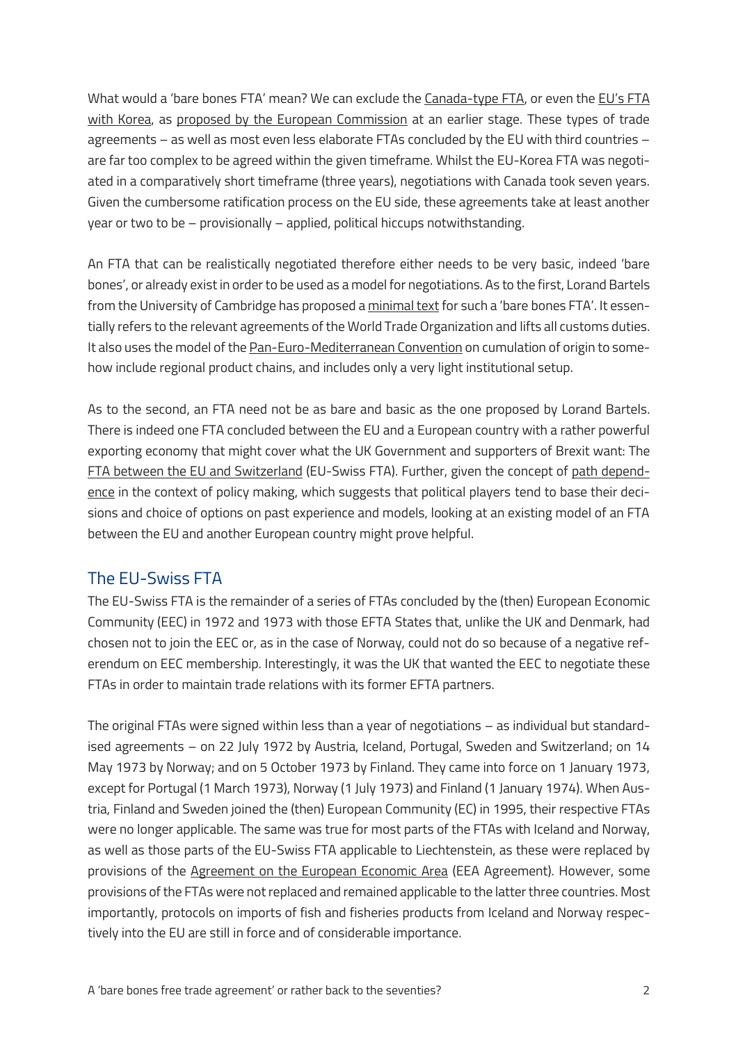What would a 'bare bones FTA' mean? We can exclude the Canada-type FTA, or even the EU's FTA with Korea, as proposed by the European Commission at an earlier stage. These types of trade agreements – as well as most even less elaborate FTAs concluded by the EU with third countries – are far too complex to be agreed within the given timeframe. Whilst the EU-Korea FTA was negotiated in a comparatively short timeframe (three years), negotiations with Canada took seven years. Given the cumbersome ratification process on the EU side, these agreements take at least another year or two to be – provisionally – applied, political hiccups notwithstanding.

An FTA that can be realistically negotiated therefore either needs to be very basic, indeed 'bare bones', or already exist in order to be used as a model for negotiations. As to the first, Lorand Bartels from the University of Cambridge has proposed a minimal text for such a 'bare bones FTA'. It essentially refers to the relevant agreements of the World Trade Organization and lifts all customs duties. It also uses the model of the Pan-Euro-Mediterranean Convention on cumulation of origin to somehow include regional product chains, and includes only a very light institutional setup.

As to the second, an FTA need not be as bare and basic as the one proposed by Lorand Bartels. There is indeed one FTA concluded between the EU and a European country with a rather powerful exporting economy that might cover what the UK Government and supporters of Brexit want: The FTA between the EU and Switzerland (EU-Swiss FTA). Further, given the concept of path dependence in the context of policy making, which suggests that political players tend to base their decisions and choice of options on past experience and models, looking at an existing model of an FTA between the EU and another European country might prove helpful.

## The EU-Swiss FTA

The EU-Swiss FTA is the remainder of a series of FTAs concluded by the (then) European Economic Community (EEC) in 1972 and 1973 with those EFTA States that, unlike the UK and Denmark, had chosen not to join the EEC or, as in the case of Norway, could not do so because of a negative referendum on EEC membership. Interestingly, it was the UK that wanted the EEC to negotiate these FTAs in order to maintain trade relations with its former EFTA partners.

The original FTAs were signed within less than a year of negotiations – as individual but standardised agreements – on 22 July 1972 by Austria, Iceland, Portugal, Sweden and Switzerland; on 14 May 1973 by Norway; and on 5 October 1973 by Finland. They came into force on 1 January 1973, except for Portugal (1 March 1973), Norway (1 July 1973) and Finland (1 January 1974). When Austria, Finland and Sweden joined the (then) European Community (EC) in 1995, their respective FTAs were no longer applicable. The same was true for most parts of the FTAs with Iceland and Norway, as well as those parts of the EU-Swiss FTA applicable to Liechtenstein, as these were replaced by provisions of the Agreement on the European Economic Area (EEA Agreement). However, some provisions of the FTAs were not replaced and remained applicable to the latter three countries. Most importantly, protocols on imports of fish and fisheries products from Iceland and Norway respectively into the EU are still in force and of considerable importance.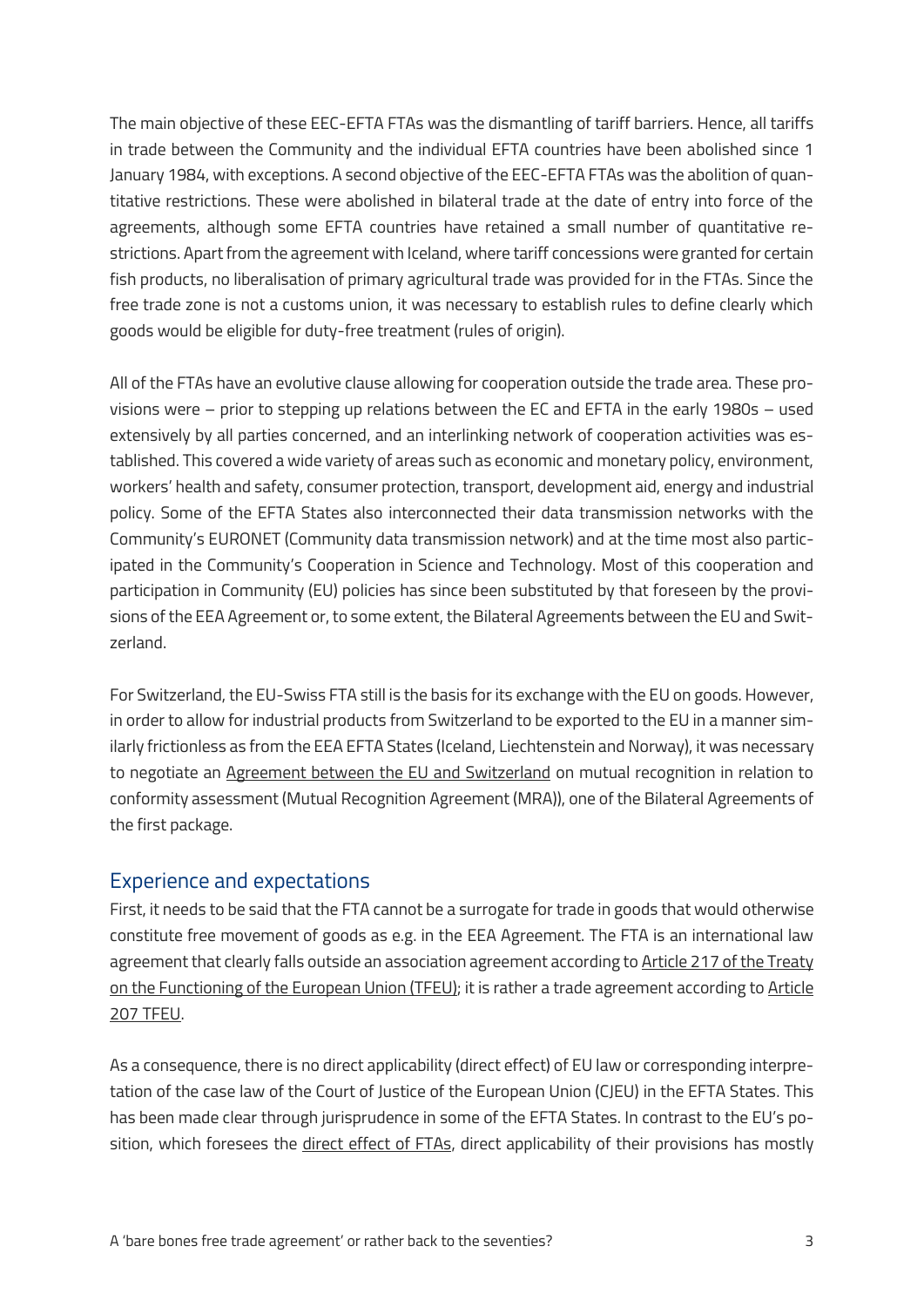The main objective of these EEC-EFTA FTAs was the dismantling of tariff barriers. Hence, all tariffs in trade between the Community and the individual EFTA countries have been abolished since 1 January 1984, with exceptions. A second objective of the EEC-EFTA FTAs was the abolition of quantitative restrictions. These were abolished in bilateral trade at the date of entry into force of the agreements, although some EFTA countries have retained a small number of quantitative restrictions. Apart from the agreement with Iceland, where tariff concessions were granted for certain fish products, no liberalisation of primary agricultural trade was provided for in the FTAs. Since the free trade zone is not a customs union, it was necessary to establish rules to define clearly which goods would be eligible for duty-free treatment (rules of origin).

All of the FTAs have an evolutive clause allowing for cooperation outside the trade area. These provisions were – prior to stepping up relations between the EC and EFTA in the early 1980s – used extensively by all parties concerned, and an interlinking network of cooperation activities was established. This covered a wide variety of areas such as economic and monetary policy, environment, workers' health and safety, consumer protection, transport, development aid, energy and industrial policy. Some of the EFTA States also interconnected their data transmission networks with the Community's EURONET (Community data transmission network) and at the time most also participated in the Community's Cooperation in Science and Technology. Most of this cooperation and participation in Community (EU) policies has since been substituted by that foreseen by the provisions of the EEA Agreement or, to some extent, the Bilateral Agreements between the EU and Switzerland.

For Switzerland, the EU-Swiss FTA still is the basis for its exchange with the EU on goods. However, in order to allow for industrial products from Switzerland to be exported to the EU in a manner similarly frictionless as from the EEA EFTA States (Iceland, Liechtenstein and Norway), it was necessary to negotiate an Agreement between the EU and Switzerland on mutual recognition in relation to conformity assessment (Mutual Recognition Agreement (MRA)), one of the Bilateral Agreements of the first package.

## Experience and expectations

First, it needs to be said that the FTA cannot be a surrogate for trade in goods that would otherwise constitute free movement of goods as e.g. in the EEA Agreement. The FTA is an international law agreement that clearly falls outside an association agreement according to Article 217 of the Treaty on the Functioning of the European Union (TFEU); it is rather a trade agreement according to Article 207 TFEU.

As a consequence, there is no direct applicability (direct effect) of EU law or corresponding interpretation of the case law of the Court of Justice of the European Union (CJEU) in the EFTA States. This has been made clear through jurisprudence in some of the EFTA States. In contrast to the EU's position, which foresees the direct effect of FTAs, direct applicability of their provisions has mostly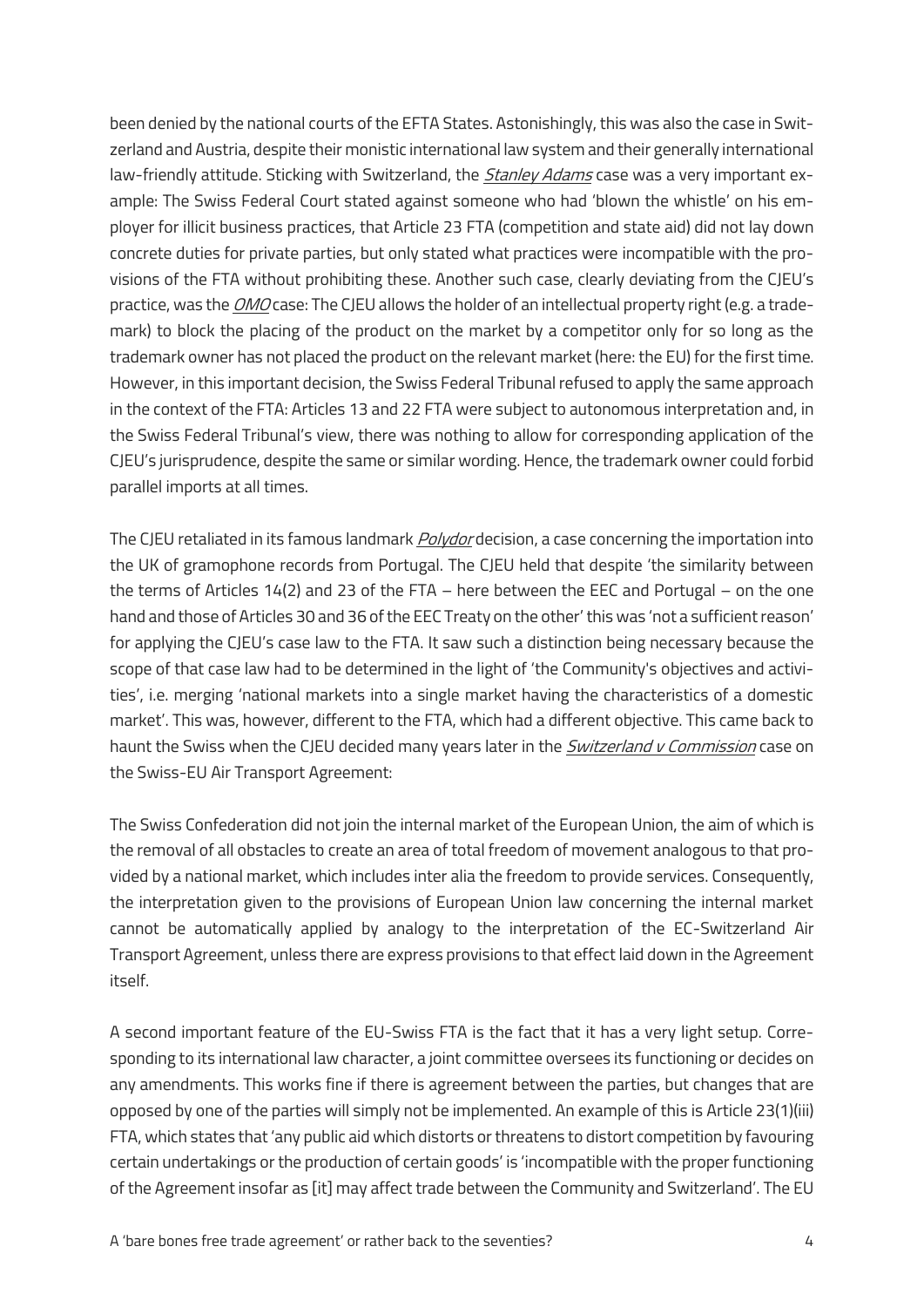been denied by the national courts of the EFTA States. Astonishingly, this was also the case in Switzerland and Austria, despite their monistic international law system and their generally international law-friendly attitude. Sticking with Switzerland, the *Stanley Adams* case was a very important example: The Swiss Federal Court stated against someone who had 'blown the whistle' on his employer for illicit business practices, that Article 23 FTA (competition and state aid) did not lay down concrete duties for private parties, but only stated what practices were incompatible with the provisions of the FTA without prohibiting these. Another such case, clearly deviating from the CJEU's practice, was the *OMO* case: The CJEU allows the holder of an intellectual property right (e.g. a trademark) to block the placing of the product on the market by a competitor only for so long as the trademark owner has not placed the product on the relevant market (here: the EU) for the first time. However, in this important decision, the Swiss Federal Tribunal refused to apply the same approach in the context of the FTA: Articles 13 and 22 FTA were subject to autonomous interpretation and, in the Swiss Federal Tribunal's view, there was nothing to allow for corresponding application of the CJEU's jurisprudence, despite the same or similar wording. Hence, the trademark owner could forbid parallel imports at all times.

The CJEU retaliated in its famous landmark *Polydor* decision, a case concerning the importation into the UK of gramophone records from Portugal. The CJEU held that despite 'the similarity between the terms of Articles 14(2) and 23 of the FTA – here between the EEC and Portugal – on the one hand and those of Articles 30 and 36 of the EEC Treaty on the other' this was 'not a sufficient reason' for applying the CJEU's case law to the FTA. It saw such a distinction being necessary because the scope of that case law had to be determined in the light of 'the Community's objectives and activities', i.e. merging 'national markets into a single market having the characteristics of a domestic market'. This was, however, different to the FTA, which had a different objective. This came back to haunt the Swiss when the CJEU decided many years later in the *Switzerland v Commission* case on the Swiss-EU Air Transport Agreement:

The Swiss Confederation did not join the internal market of the European Union, the aim of which is the removal of all obstacles to create an area of total freedom of movement analogous to that provided by a national market, which includes inter alia the freedom to provide services. Consequently, the interpretation given to the provisions of European Union law concerning the internal market cannot be automatically applied by analogy to the interpretation of the EC-Switzerland Air Transport Agreement, unless there are express provisions to that effect laid down in the Agreement itself.

A second important feature of the EU-Swiss FTA is the fact that it has a very light setup. Corresponding to its international law character, a joint committee oversees its functioning or decides on any amendments. This works fine if there is agreement between the parties, but changes that are opposed by one of the parties will simply not be implemented. An example of this is Article 23(1)(iii) FTA, which states that 'any public aid which distorts or threatens to distort competition by favouring certain undertakings or the production of certain goods' is 'incompatible with the proper functioning of the Agreement insofar as [it] may affect trade between the Community and Switzerland'. The EU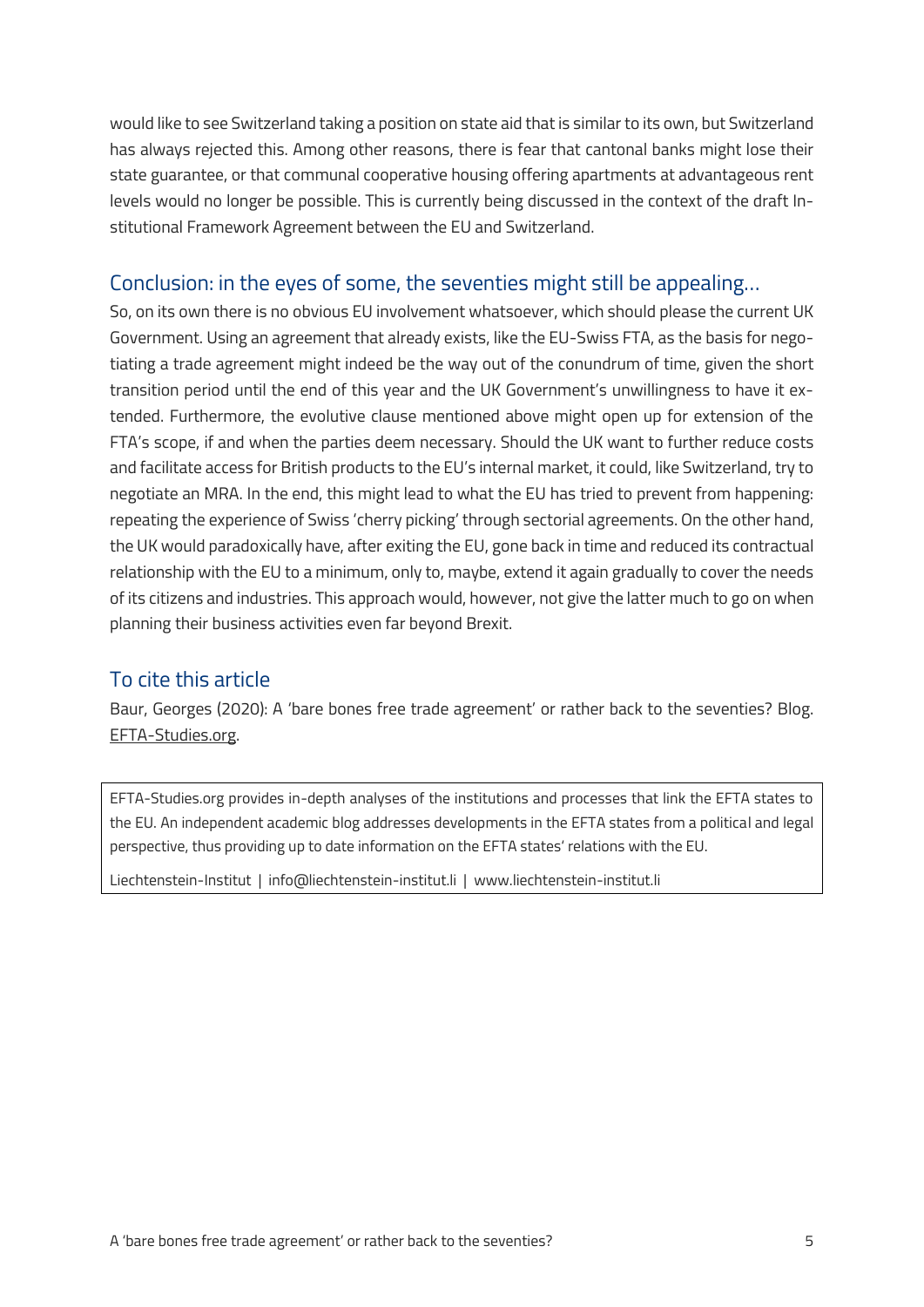would like to see Switzerland taking a position on state aid that is similar to its own, but Switzerland has always rejected this. Among other reasons, there is fear that cantonal banks might lose their state guarantee, or that communal cooperative housing offering apartments at advantageous rent levels would no longer be possible. This is currently being discussed in the context of the draft Institutional Framework Agreement between the EU and Switzerland.

## Conclusion: in the eyes of some, the seventies might still be appealing…

So, on its own there is no obvious EU involvement whatsoever, which should please the current UK Government. Using an agreement that already exists, like the EU-Swiss FTA, as the basis for negotiating a trade agreement might indeed be the way out of the conundrum of time, given the short transition period until the end of this year and the UK Government's unwillingness to have it extended. Furthermore, the evolutive clause mentioned above might open up for extension of the FTA's scope, if and when the parties deem necessary. Should the UK want to further reduce costs and facilitate access for British products to the EU's internal market, it could, like Switzerland, try to negotiate an MRA. In the end, this might lead to what the EU has tried to prevent from happening: repeating the experience of Swiss 'cherry picking' through sectorial agreements. On the other hand, the UK would paradoxically have, after exiting the EU, gone back in time and reduced its contractual relationship with the EU to a minimum, only to, maybe, extend it again gradually to cover the needs of its citizens and industries. This approach would, however, not give the latter much to go on when planning their business activities even far beyond Brexit.

## To cite this article

Baur, Georges (2020): A 'bare bones free trade agreement' or rather back to the seventies? Blog. EFTA-Studies.org.

EFTA-Studies.org provides in-depth analyses of the institutions and processes that link the EFTA states to the EU. An independent academic blog addresses developments in the EFTA states from a political and legal perspective, thus providing up to date information on the EFTA states' relations with the EU.

Liechtenstein-Institut | info@liechtenstein-institut.li | www.liechtenstein-institut.li